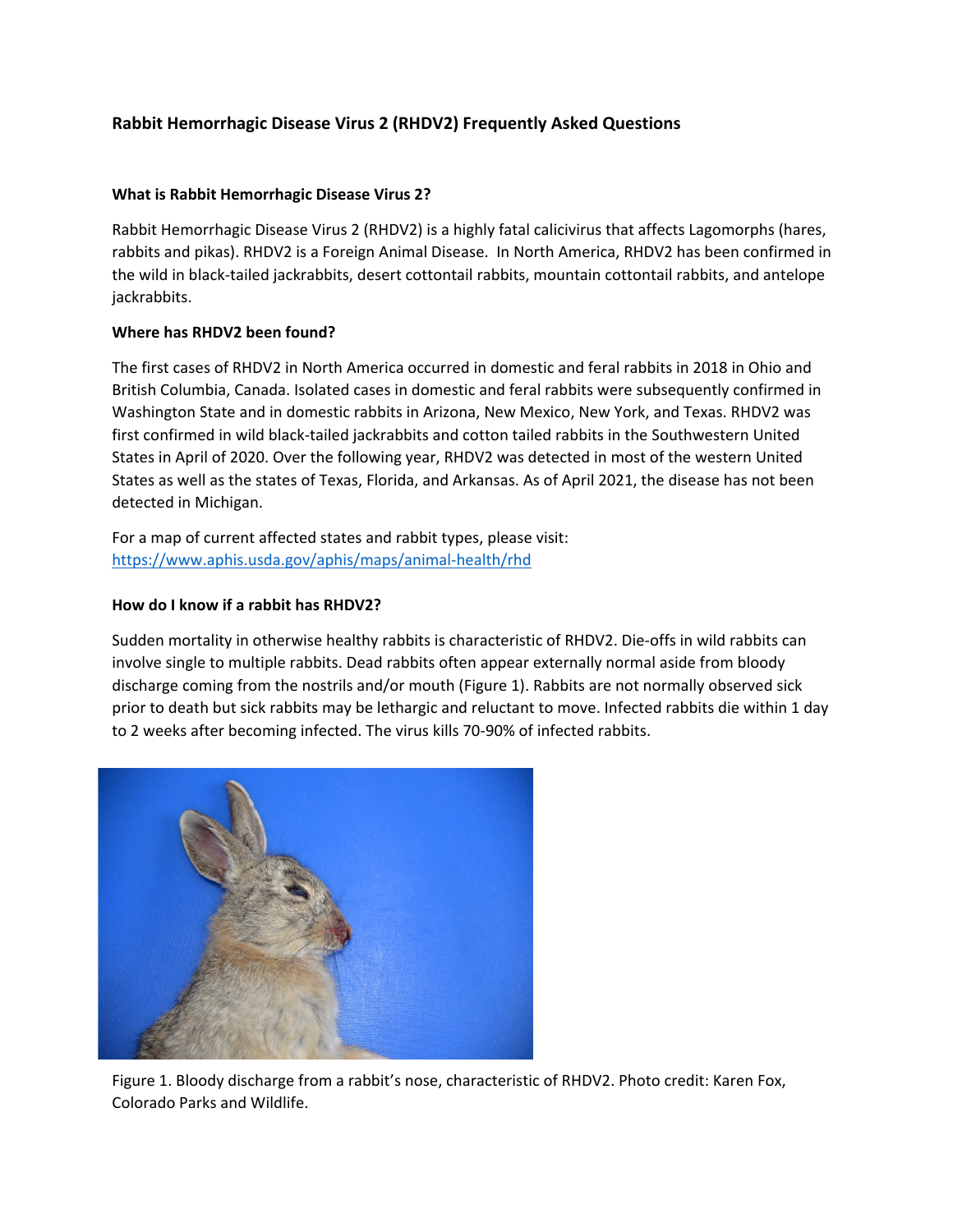# Rabbit Hemorrhagic Disease Virus 2 (RHDV2) Frequently Asked Questions

## What is Rabbit Hemorrhagic Disease Virus 2?

Rabbit Hemorrhagic Disease Virus 2 (RHDV2) is a highly fatal calicivirus that affects Lagomorphs (hares, rabbits and pikas). RHDV2 is a Foreign Animal Disease. In North America, RHDV2 has been confirmed in the wild in black-tailed jackrabbits, desert cottontail rabbits, mountain cottontail rabbits, and antelope jackrabbits.

## Where has RHDV2 been found?

The first cases of RHDV2 in North America occurred in domestic and feral rabbits in 2018 in Ohio and British Columbia, Canada. Isolated cases in domestic and feral rabbits were subsequently confirmed in Washington State and in domestic rabbits in Arizona, New Mexico, New York, and Texas. RHDV2 was first confirmed in wild black-tailed jackrabbits and cotton tailed rabbits in the Southwestern United States in April of 2020. Over the following year, RHDV2 was detected in most of the western United States as well as the states of Texas, Florida, and Arkansas. As of April 2021, the disease has not been detected in Michigan.

For a map of current affected states and rabbit types, please visit: [https://www.aphis.usda.gov/aphis/maps/animal-health/rhd](https://www.aphis.usda.gov/aphis/maps/animal-health/rhd)

## How do I know if a rabbit has RHDV2?

Sudden mortality in otherwise healthy rabbits is characteristic of RHDV2. Die-offs in wild rabbits can involve single to multiple rabbits. Dead rabbits often appear externally normal aside from bloody discharge coming from the nostrils and/or mouth (Figure 1). Rabbits are not normally observed sick prior to death but sick rabbits may be lethargic and reluctant to move. Infected rabbits die within 1 day to 2 weeks after becoming infected. The virus kills 70-90% of infected rabbits.

Figure 1. Bloody discharge from a rabbit's nose, characteristic of RHDV2. Photo credit: Karen Fox, Colorado Parks and Wildlife.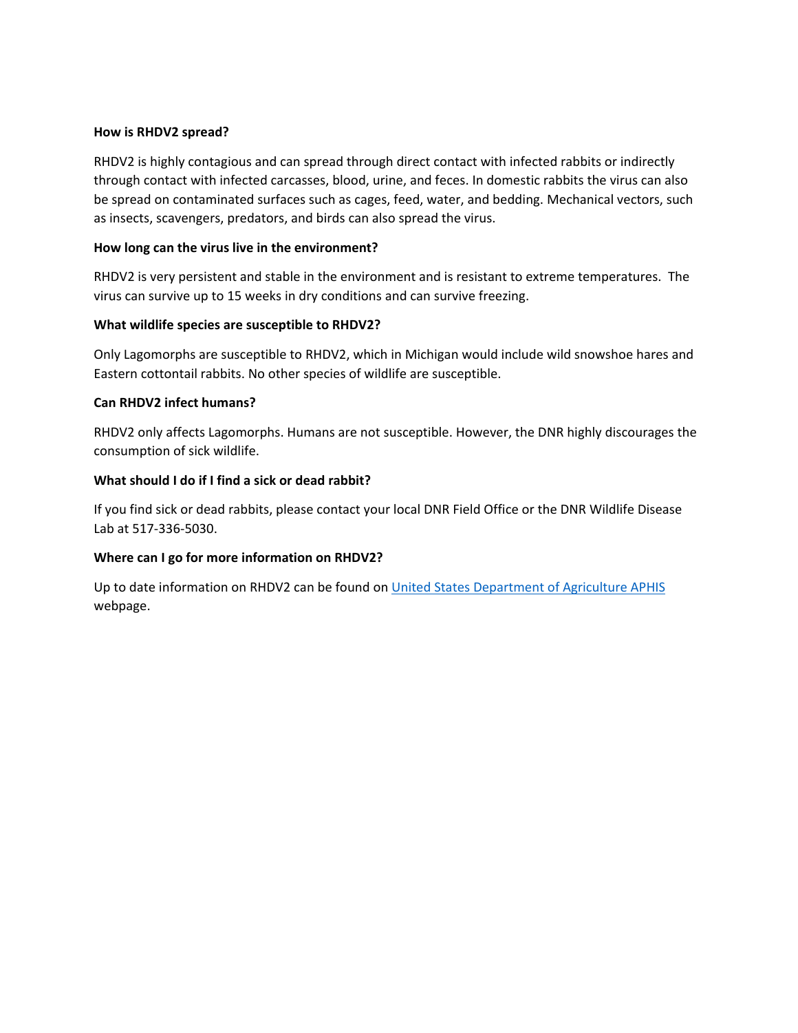**How is RHDV2 spread?**

RHDV2 is highly contagious and can spread through direct contact with infected rabbits or indirectly through contact with infected carcasses, blood, urine, and feces. In domestic rabbits the virus can also be spread on contaminated surfaces such as cages, feed, water, and bedding. Mechanical vectors, such as insects, scavengers, predators, and birds can also spread the virus.

**How long can the virus live in the environment?**

RHDV2 is very persistent and stable in the environment and is resistant to extreme temperatures. The virus can survive up to 15 weeks in dry conditions and can survive freezing.

**What wildlife species are susceptible to RHDV2?**

Only Lagomorphs are susceptible to RHDV2, which in Michigan would include wild snowshoe hares and Eastern cottontail rabbits. No other species of wildlife are susceptible.

**Can RHDV2 infect humans?**

RHDV2 only affects Lagomorphs. Humans are not susceptible. However, the DNR highly discourages the consumption of sick wildlife.

**What should I do if I find a sick or dead rabbit?**

If you find sick or dead rabbits, please contact your local DNR Field Office or the DNR Wildlife Disease Lab at 517-336-5030.

**Where can I go for more information on RHDV2?**

Up to date information on RHDV2 can be found on United States Department of Agriculture APHIS webpage.